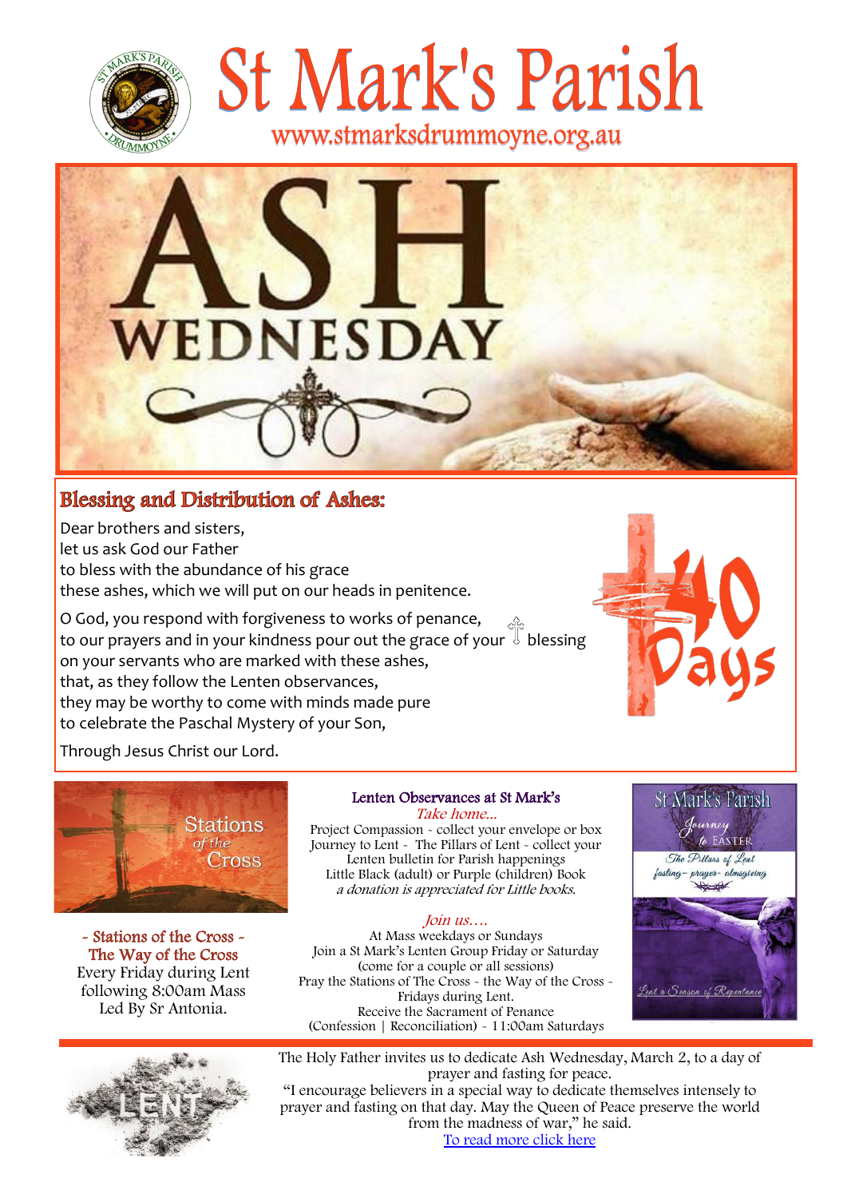# St Mark's Parish

www.stmarksdrummoyne.org.au

# ASH WEDNESDAY

## Blessing and Distribution of Ashes:

Dear brothers and sisters,
let us ask God our Father
to bless with the abundance of his grace
these ashes, which we will put on our heads in penitence.

O God, you respond with forgiveness to works of penance,
to our prayers and in your kindness pour out the grace of your ✝ blessing
on your servants who are marked with these ashes,
that, as they follow the Lenten observances,
they may be worthy to come with minds made pure
to celebrate the Paschal Mystery of your Son,

Through Jesus Christ our Lord.

40 Days

Stations of the Cross

### - Stations of the Cross -
### The Way of the Cross

Every Friday during Lent
following 8:00am Mass
Led By Sr Antonia.

### Lenten Observances at St Mark's

*Take home...*

Project Compassion - collect your envelope or box
Journey to Lent - The Pillars of Lent - collect your Lenten bulletin for Parish happenings
Little Black (adult) or Purple (children) Book
*a donation is appreciated for Little books.*

*Join us....*

At Mass weekdays or Sundays
Join a St Mark's Lenten Group Friday or Saturday
(come for a couple or all sessions)
Pray the Stations of The Cross - the Way of the Cross - Fridays during Lent.
Receive the Sacrament of Penance
(Confession | Reconciliation) - 11:00am Saturdays

St Mark's Parish
Journey to EASTER
The Pillars of Lent
fasting - prayer - almsgiving
Lent a Season of Repentance

LENT

The Holy Father invites us to dedicate Ash Wednesday, March 2, to a day of prayer and fasting for peace.

"I encourage believers in a special way to dedicate themselves intensely to prayer and fasting on that day. May the Queen of Peace preserve the world from the madness of war," he said.

To read more click here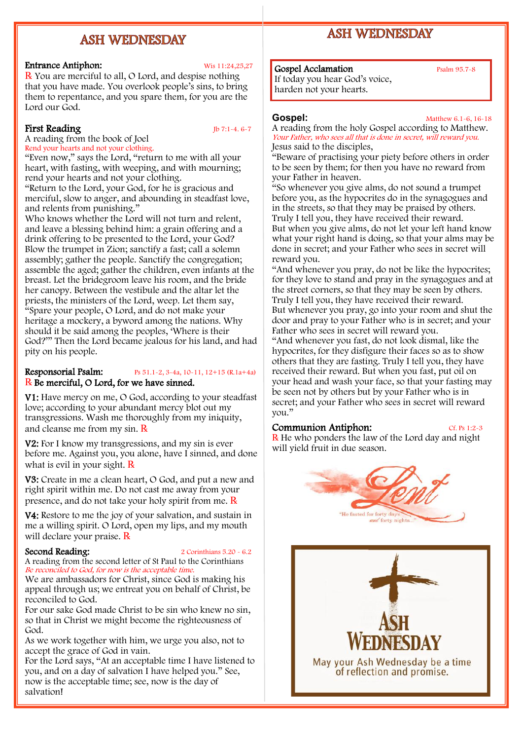# ASH WEDNESDAY

**Entrance Antiphon:** Wis 11:24,25,27

R You are merciful to all, O Lord, and despise nothing that you have made. You overlook people's sins, to bring them to repentance, and you spare them, for you are the Lord our God.

**First Reading** Jb 7:1-4. 6-7

A reading from the book of Joel

*Rend your hearts and not your clothing.*

"Even now," says the Lord, "return to me with all your heart, with fasting, with weeping, and with mourning; rend your hearts and not your clothing.

"Return to the Lord, your God, for he is gracious and merciful, slow to anger, and abounding in steadfast love, and relents from punishing."

Who knows whether the Lord will not turn and relent, and leave a blessing behind him: a grain offering and a drink offering to be presented to the Lord, your God? Blow the trumpet in Zion; sanctify a fast; call a solemn assembly; gather the people. Sanctify the congregation; assemble the aged; gather the children, even infants at the breast. Let the bridegroom leave his room, and the bride her canopy. Between the vestibule and the altar let the priests, the ministers of the Lord, weep. Let them say, "Spare your people, O Lord, and do not make your heritage a mockery, a byword among the nations. Why should it be said among the peoples, 'Where is their God?'" Then the Lord became jealous for his land, and had pity on his people.

**Responsorial Psalm:** Ps 51.1-2, 3-4a, 10-11, 12+15 (R.1a+4a)

R **Be merciful, O Lord, for we have sinned.**

**V1:** Have mercy on me, O God, according to your steadfast love; according to your abundant mercy blot out my transgressions. Wash me thoroughly from my iniquity, and cleanse me from my sin. R

**V2:** For I know my transgressions, and my sin is ever before me. Against you, you alone, have I sinned, and done what is evil in your sight. R

**V3:** Create in me a clean heart, O God, and put a new and right spirit within me. Do not cast me away from your presence, and do not take your holy spirit from me. R

**V4:** Restore to me the joy of your salvation, and sustain in me a willing spirit. O Lord, open my lips, and my mouth will declare your praise. R

**Second Reading:** 2 Corinthians 5.20 - 6.2

A reading from the second letter of St Paul to the Corinthians

*Be reconciled to God, for now is the acceptable time.*

We are ambassadors for Christ, since God is making his appeal through us; we entreat you on behalf of Christ, be reconciled to God.

For our sake God made Christ to be sin who knew no sin, so that in Christ we might become the righteousness of God.

As we work together with him, we urge you also, not to accept the grace of God in vain.

For the Lord says, "At an acceptable time I have listened to you, and on a day of salvation I have helped you." See, now is the acceptable time; see, now is the day of salvation!

# ASH WEDNESDAY

**Gospel Acclamation** Psalm 95.7-8

If today you hear God's voice,
harden not your hearts.

**Gospel:** Matthew 6.1-6, 16-18

A reading from the holy Gospel according to Matthew.

*Your Father, who sees all that is done in secret, will reward you.*

Jesus said to the disciples,

"Beware of practising your piety before others in order to be seen by them; for then you have no reward from your Father in heaven.

"So whenever you give alms, do not sound a trumpet before you, as the hypocrites do in the synagogues and in the streets, so that they may be praised by others. Truly I tell you, they have received their reward.

But when you give alms, do not let your left hand know what your right hand is doing, so that your alms may be done in secret; and your Father who sees in secret will reward you.

"And whenever you pray, do not be like the hypocrites; for they love to stand and pray in the synagogues and at the street corners, so that they may be seen by others. Truly I tell you, they have received their reward.

But whenever you pray, go into your room and shut the door and pray to your Father who is in secret; and your Father who sees in secret will reward you.

"And whenever you fast, do not look dismal, like the hypocrites, for they disfigure their faces so as to show others that they are fasting. Truly I tell you, they have received their reward. But when you fast, put oil on your head and wash your face, so that your fasting may be seen not by others but by your Father who is in secret; and your Father who sees in secret will reward you."

**Communion Antiphon:** Cf. Ps 1:2-3

R He who ponders the law of the Lord day and night will yield fruit in due season.

Lent
"He fasted for forty days and forty nights..."

ASH WEDNESDAY
May your Ash Wednesday be a time of reflection and promise.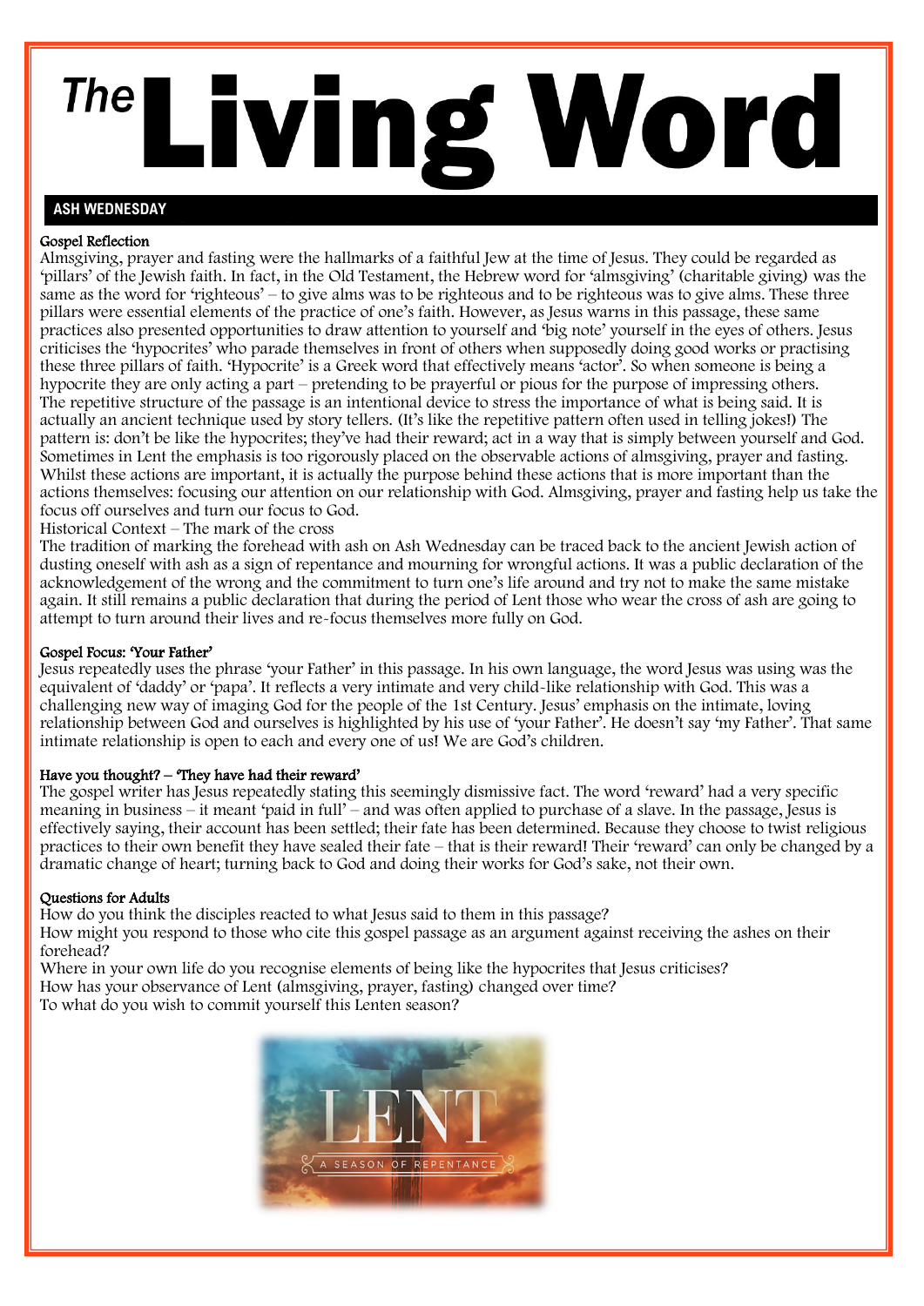# The Living Word

## ASH WEDNESDAY

### Gospel Reflection

Almsgiving, prayer and fasting were the hallmarks of a faithful Jew at the time of Jesus. They could be regarded as 'pillars' of the Jewish faith. In fact, in the Old Testament, the Hebrew word for 'almsgiving' (charitable giving) was the same as the word for 'righteous' – to give alms was to be righteous and to be righteous was to give alms. These three pillars were essential elements of the practice of one's faith. However, as Jesus warns in this passage, these same practices also presented opportunities to draw attention to yourself and 'big note' yourself in the eyes of others. Jesus criticises the 'hypocrites' who parade themselves in front of others when supposedly doing good works or practising these three pillars of faith. 'Hypocrite' is a Greek word that effectively means 'actor'. So when someone is being a hypocrite they are only acting a part – pretending to be prayerful or pious for the purpose of impressing others. The repetitive structure of the passage is an intentional device to stress the importance of what is being said. It is actually an ancient technique used by story tellers. (It's like the repetitive pattern often used in telling jokes!) The pattern is: don't be like the hypocrites; they've had their reward; act in a way that is simply between yourself and God. Sometimes in Lent the emphasis is too rigorously placed on the observable actions of almsgiving, prayer and fasting. Whilst these actions are important, it is actually the purpose behind these actions that is more important than the actions themselves: focusing our attention on our relationship with God. Almsgiving, prayer and fasting help us take the focus off ourselves and turn our focus to God.

### Historical Context – The mark of the cross

The tradition of marking the forehead with ash on Ash Wednesday can be traced back to the ancient Jewish action of dusting oneself with ash as a sign of repentance and mourning for wrongful actions. It was a public declaration of the acknowledgement of the wrong and the commitment to turn one's life around and try not to make the same mistake again. It still remains a public declaration that during the period of Lent those who wear the cross of ash are going to attempt to turn around their lives and re-focus themselves more fully on God.

### Gospel Focus: 'Your Father'

Jesus repeatedly uses the phrase 'your Father' in this passage. In his own language, the word Jesus was using was the equivalent of 'daddy' or 'papa'. It reflects a very intimate and very child-like relationship with God. This was a challenging new way of imaging God for the people of the 1st Century. Jesus' emphasis on the intimate, loving relationship between God and ourselves is highlighted by his use of 'your Father'. He doesn't say 'my Father'. That same intimate relationship is open to each and every one of us! We are God's children.

### Have you thought? – 'They have had their reward'

The gospel writer has Jesus repeatedly stating this seemingly dismissive fact. The word 'reward' had a very specific meaning in business – it meant 'paid in full' – and was often applied to purchase of a slave. In the passage, Jesus is effectively saying, their account has been settled; their fate has been determined. Because they choose to twist religious practices to their own benefit they have sealed their fate – that is their reward! Their 'reward' can only be changed by a dramatic change of heart; turning back to God and doing their works for God's sake, not their own.

### Questions for Adults

How do you think the disciples reacted to what Jesus said to them in this passage?

How might you respond to those who cite this gospel passage as an argument against receiving the ashes on their forehead?

Where in your own life do you recognise elements of being like the hypocrites that Jesus criticises?

How has your observance of Lent (almsgiving, prayer, fasting) changed over time?

To what do you wish to commit yourself this Lenten season?

LENT
A SEASON OF REPENTANCE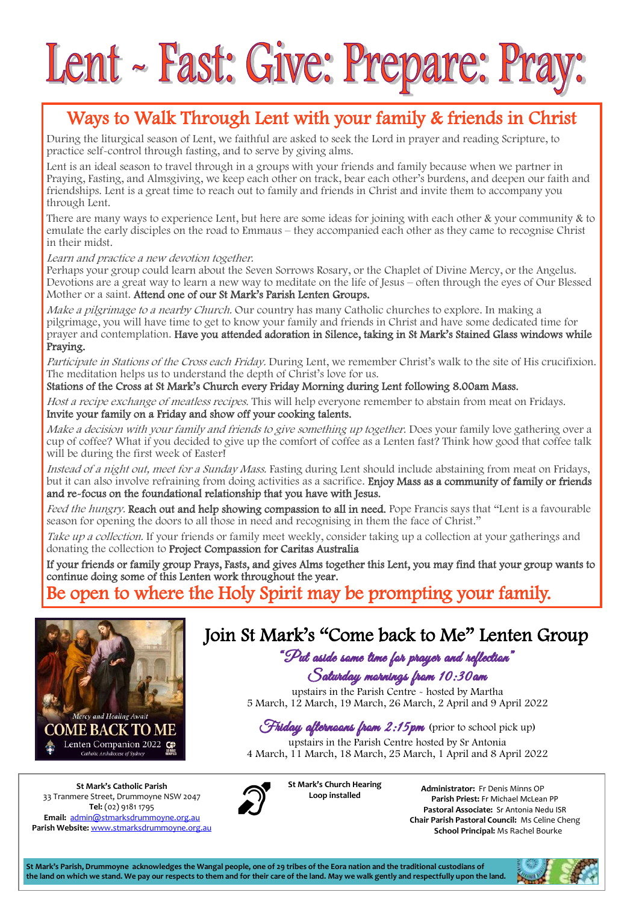# Lent ~ Fast: Give: Prepare: Pray:

## Ways to Walk Through Lent with your family & friends in Christ

During the liturgical season of Lent, we faithful are asked to seek the Lord in prayer and reading Scripture, to practice self-control through fasting, and to serve by giving alms.

Lent is an ideal season to travel through in a groups with your friends and family because when we partner in Praying, Fasting, and Almsgiving, we keep each other on track, bear each other's burdens, and deepen our faith and friendships. Lent is a great time to reach out to family and friends in Christ and invite them to accompany you through Lent.

There are many ways to experience Lent, but here are some ideas for joining with each other & your community & to emulate the early disciples on the road to Emmaus – they accompanied each other as they came to recognise Christ in their midst.

*Learn and practice a new devotion together.*
Perhaps your group could learn about the Seven Sorrows Rosary, or the Chaplet of Divine Mercy, or the Angelus. Devotions are a great way to learn a new way to meditate on the life of Jesus – often through the eyes of Our Blessed Mother or a saint. **Attend one of our St Mark's Parish Lenten Groups.**

*Make a pilgrimage to a nearby Church.* Our country has many Catholic churches to explore. In making a pilgrimage, you will have time to get to know your family and friends in Christ and have some dedicated time for prayer and contemplation. **Have you attended adoration in Silence, taking in St Mark's Stained Glass windows while Praying.**

*Participate in Stations of the Cross each Friday.* During Lent, we remember Christ's walk to the site of His crucifixion. The meditation helps us to understand the depth of Christ's love for us.
**Stations of the Cross at St Mark's Church every Friday Morning during Lent following 8.00am Mass.**

*Host a recipe exchange of meatless recipes.* This will help everyone remember to abstain from meat on Fridays. **Invite your family on a Friday and show off your cooking talents.**

*Make a decision with your family and friends to give something up together.* Does your family love gathering over a cup of coffee? What if you decided to give up the comfort of coffee as a Lenten fast? Think how good that coffee talk will be during the first week of Easter!

*Instead of a night out, meet for a Sunday Mass.* Fasting during Lent should include abstaining from meat on Fridays, but it can also involve refraining from doing activities as a sacrifice. **Enjoy Mass as a community of family or friends and re-focus on the foundational relationship that you have with Jesus.**

*Feed the hungry.* **Reach out and help showing compassion to all in need.** Pope Francis says that "Lent is a favourable season for opening the doors to all those in need and recognising in them the face of Christ."

*Take up a collection.* If your friends or family meet weekly, consider taking up a collection at your gatherings and donating the collection to **Project Compassion for Caritas Australia**

**If your friends or family group Prays, Fasts, and gives Alms together this Lent, you may find that your group wants to continue doing some of this Lenten work throughout the year.**

## Be open to where the Holy Spirit may be prompting your family.

Mercy and Healing Await
COME BACK TO ME
Lenten Companion 2022
Catholic Archdiocese of Sydney

## Join St Mark's "Come back to Me" Lenten Group

*"Put aside some time for prayer and reflection"*

*Saturday mornings from 10:30am*
upstairs in the Parish Centre ~ hosted by Martha
5 March, 12 March, 19 March, 26 March, 2 April and 9 April 2022

*Friday afternoons from 2:15pm* (prior to school pick up)
upstairs in the Parish Centre hosted by Sr Antonia
4 March, 11 March, 18 March, 25 March, 1 April and 8 April 2022

**St Mark's Catholic Parish**
33 Tranmere Street, Drummoyne NSW 2047
**Tel:** (02) 9181 1795
**Email:** admin@stmarksdrummoyne.org.au
**Parish Website:** www.stmarksdrummoyne.org.au

**St Mark's Church Hearing Loop installed**

**Administrator:** Fr Denis Minns OP
**Parish Priest:** Fr Michael McLean PP
**Pastoral Associate:** Sr Antonia Nedu ISR
**Chair Parish Pastoral Council:** Ms Celine Cheng
**School Principal:** Ms Rachel Bourke

**St Mark's Parish, Drummoyne acknowledges the Wangal people, one of 29 tribes of the Eora nation and the traditional custodians of the land on which we stand. We pay our respects to them and for their care of the land. May we walk gently and respectfully upon the land.**